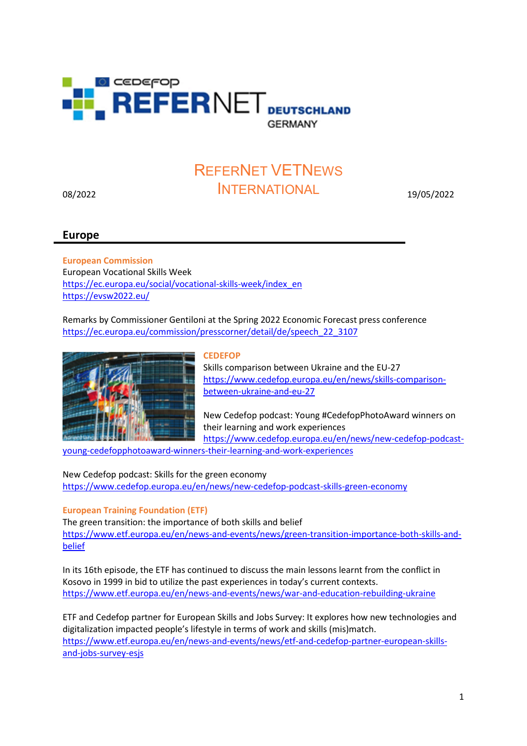# REFERNET VETNEWS INTERNATIONAL

08/2022

19/05/2022

## Europe

**European Commission**

European Vocational Skills Week
https://ec.europa.eu/social/vocational-skills-week/index_en
https://evsw2022.eu/

Remarks by Commissioner Gentiloni at the Spring 2022 Economic Forecast press conference
https://ec.europa.eu/commission/presscorner/detail/de/speech_22_3107

**CEDEFOP**

Skills comparison between Ukraine and the EU-27
https://www.cedefop.europa.eu/en/news/skills-comparison-between-ukraine-and-eu-27

New Cedefop podcast: Young #CedefopPhotoAward winners on their learning and work experiences
https://www.cedefop.europa.eu/en/news/new-cedefop-podcast-young-cedefopphotoaward-winners-their-learning-and-work-experiences

New Cedefop podcast: Skills for the green economy
https://www.cedefop.europa.eu/en/news/new-cedefop-podcast-skills-green-economy

**European Training Foundation (ETF)**

The green transition: the importance of both skills and belief
https://www.etf.europa.eu/en/news-and-events/news/green-transition-importance-both-skills-and-belief

In its 16th episode, the ETF has continued to discuss the main lessons learnt from the conflict in Kosovo in 1999 in bid to utilize the past experiences in today's current contexts.
https://www.etf.europa.eu/en/news-and-events/news/war-and-education-rebuilding-ukraine

ETF and Cedefop partner for European Skills and Jobs Survey: It explores how new technologies and digitalization impacted people's lifestyle in terms of work and skills (mis)match.
https://www.etf.europa.eu/en/news-and-events/news/etf-and-cedefop-partner-european-skills-and-jobs-survey-esjs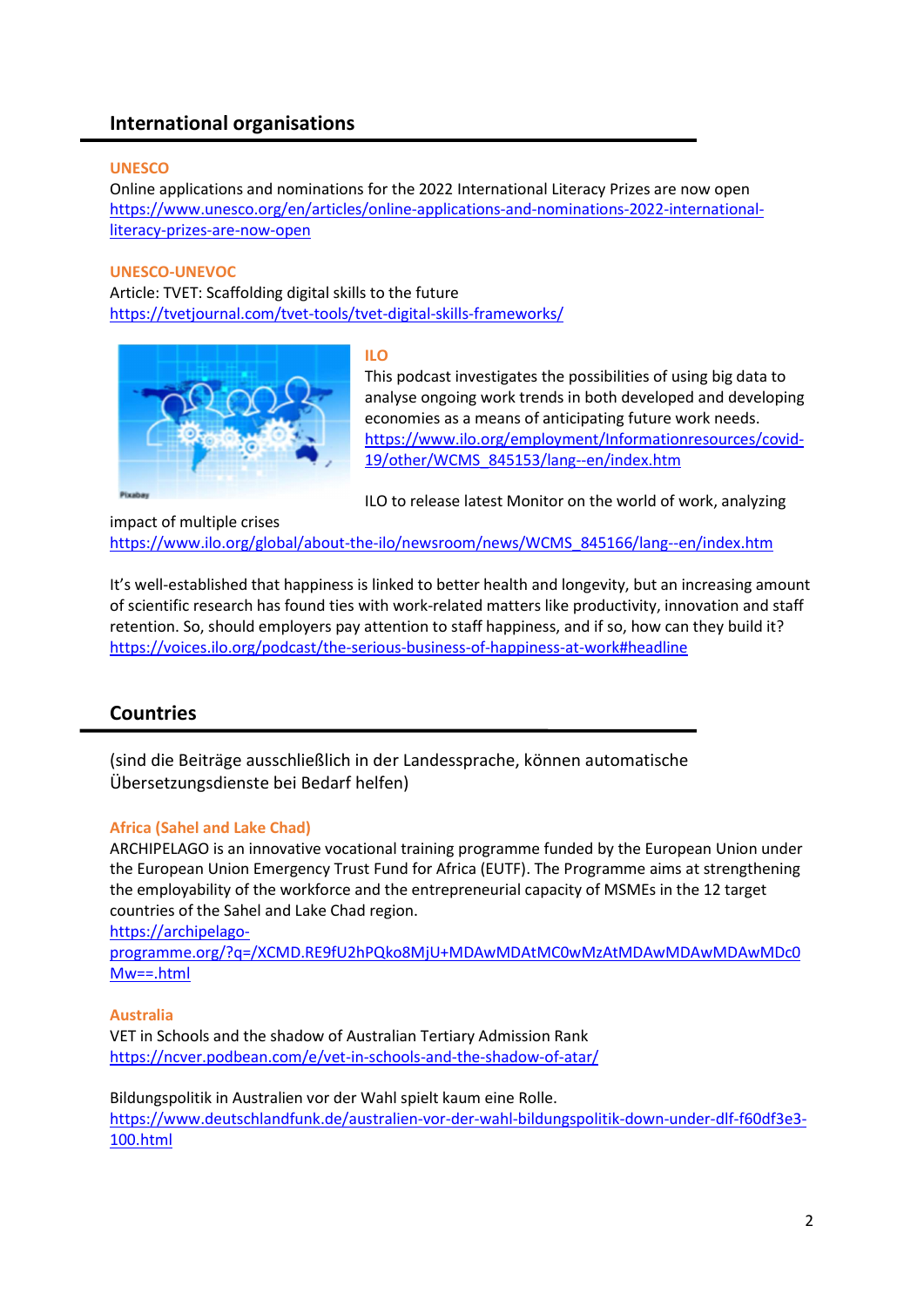## International organisations

**UNESCO**

Online applications and nominations for the 2022 International Literacy Prizes are now open
https://www.unesco.org/en/articles/online-applications-and-nominations-2022-international-literacy-prizes-are-now-open

**UNESCO-UNEVOC**

Article: TVET: Scaffolding digital skills to the future
https://tvetjournal.com/tvet-tools/tvet-digital-skills-frameworks/

**ILO**

This podcast investigates the possibilities of using big data to analyse ongoing work trends in both developed and developing economies as a means of anticipating future work needs.
https://www.ilo.org/employment/Informationresources/covid-19/other/WCMS_845153/lang--en/index.htm

ILO to release latest Monitor on the world of work, analyzing impact of multiple crises
https://www.ilo.org/global/about-the-ilo/newsroom/news/WCMS_845166/lang--en/index.htm

It's well-established that happiness is linked to better health and longevity, but an increasing amount of scientific research has found ties with work-related matters like productivity, innovation and staff retention. So, should employers pay attention to staff happiness, and if so, how can they build it?
https://voices.ilo.org/podcast/the-serious-business-of-happiness-at-work#headline

## Countries

(sind die Beiträge ausschließlich in der Landessprache, können automatische Übersetzungsdienste bei Bedarf helfen)

**Africa (Sahel and Lake Chad)**

ARCHIPELAGO is an innovative vocational training programme funded by the European Union under the European Union Emergency Trust Fund for Africa (EUTF). The Programme aims at strengthening the employability of the workforce and the entrepreneurial capacity of MSMEs in the 12 target countries of the Sahel and Lake Chad region.
https://archipelago-programme.org/?q=/XCMD.RE9fU2hPQko8MjU+MDAwMDAtMC0wMzAtMDAwMDAwMDAwMDc0Mw==.html

**Australia**

VET in Schools and the shadow of Australian Tertiary Admission Rank
https://ncver.podbean.com/e/vet-in-schools-and-the-shadow-of-atar/

Bildungspolitik in Australien vor der Wahl spielt kaum eine Rolle.
https://www.deutschlandfunk.de/australien-vor-der-wahl-bildungspolitik-down-under-dlf-f60df3e3-100.html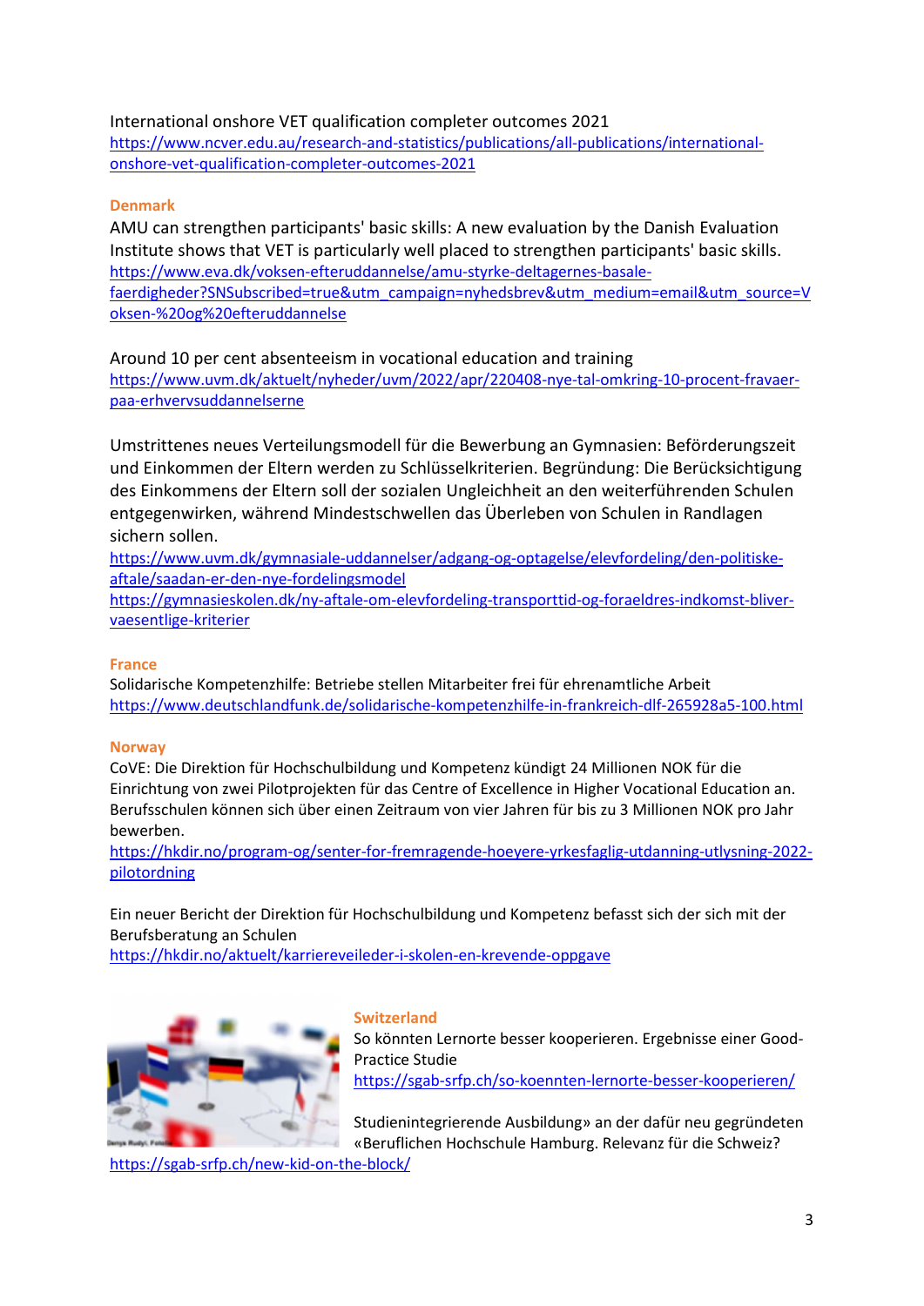International onshore VET qualification completer outcomes 2021
https://www.ncver.edu.au/research-and-statistics/publications/all-publications/international-onshore-vet-qualification-completer-outcomes-2021

## Denmark

AMU can strengthen participants' basic skills: A new evaluation by the Danish Evaluation Institute shows that VET is particularly well placed to strengthen participants' basic skills.
https://www.eva.dk/voksen-efteruddannelse/amu-styrke-deltagernes-basale-faerdigheder?SNSubscribed=true&utm_campaign=nyhedsbrev&utm_medium=email&utm_source=Voksen-%20og%20efteruddannelse

Around 10 per cent absenteeism in vocational education and training
https://www.uvm.dk/aktuelt/nyheder/uvm/2022/apr/220408-nye-tal-omkring-10-procent-fravaer-paa-erhvervsuddannelserne

Umstrittenes neues Verteilungsmodell für die Bewerbung an Gymnasien: Beförderungszeit und Einkommen der Eltern werden zu Schlüsselkriterien. Begründung: Die Berücksichtigung des Einkommens der Eltern soll der sozialen Ungleichheit an den weiterführenden Schulen entgegenwirken, während Mindestschwellen das Überleben von Schulen in Randlagen sichern sollen.
https://www.uvm.dk/gymnasiale-uddannelser/adgang-og-optagelse/elevfordeling/den-politiske-aftale/saadan-er-den-nye-fordelingsmodel
https://gymnasieskolen.dk/ny-aftale-om-elevfordeling-transporttid-og-foraeldres-indkomst-bliver-vaesentlige-kriterier

## France

Solidarische Kompetenzhilfe: Betriebe stellen Mitarbeiter frei für ehrenamtliche Arbeit
https://www.deutschlandfunk.de/solidarische-kompetenzhilfe-in-frankreich-dlf-265928a5-100.html

## Norway

CoVE: Die Direktion für Hochschulbildung und Kompetenz kündigt 24 Millionen NOK für die Einrichtung von zwei Pilotprojekten für das Centre of Excellence in Higher Vocational Education an. Berufsschulen können sich über einen Zeitraum von vier Jahren für bis zu 3 Millionen NOK pro Jahr bewerben.
https://hkdir.no/program-og/senter-for-fremragende-hoeyere-yrkesfaglig-utdanning-utlysning-2022-pilotordning

Ein neuer Bericht der Direktion für Hochschulbildung und Kompetenz befasst sich der sich mit der Berufsberatung an Schulen
https://hkdir.no/aktuelt/karriereveileder-i-skolen-en-krevende-oppgave

## Switzerland

So könnten Lernorte besser kooperieren. Ergebnisse einer Good-Practice Studie
https://sgab-srfp.ch/so-koennten-lernorte-besser-kooperieren/

Studienintegrierende Ausbildung» an der dafür neu gegründeten «Beruflichen Hochschule Hamburg. Relevanz für die Schweiz?
https://sgab-srfp.ch/new-kid-on-the-block/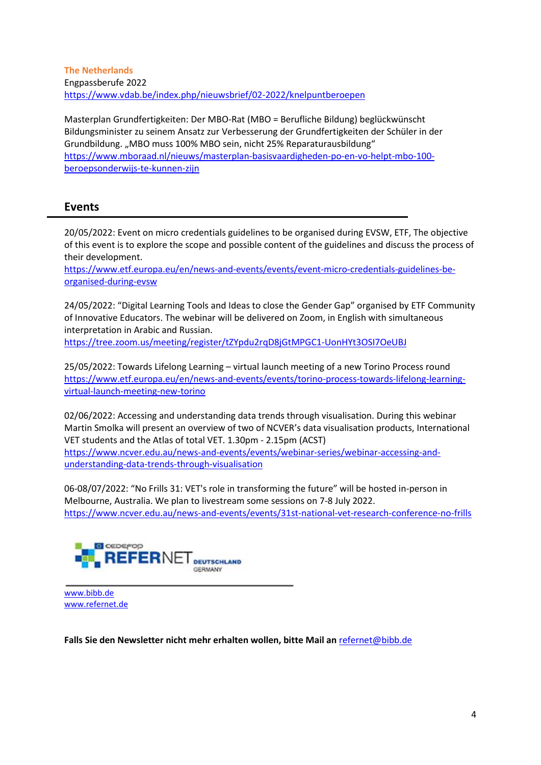**The Netherlands**

Engpassberufe 2022

https://www.vdab.be/index.php/nieuwsbrief/02-2022/knelpuntberoepen

Masterplan Grundfertigkeiten: Der MBO-Rat (MBO = Berufliche Bildung) beglückwünscht Bildungsminister zu seinem Ansatz zur Verbesserung der Grundfertigkeiten der Schüler in der Grundbildung. „MBO muss 100% MBO sein, nicht 25% Reparaturausbildung"

https://www.mboraad.nl/nieuws/masterplan-basisvaardigheden-po-en-vo-helpt-mbo-100-beroepsonderwijs-te-kunnen-zijn

## Events

20/05/2022: Event on micro credentials guidelines to be organised during EVSW, ETF, The objective of this event is to explore the scope and possible content of the guidelines and discuss the process of their development.

https://www.etf.europa.eu/en/news-and-events/events/event-micro-credentials-guidelines-be-organised-during-evsw

24/05/2022: "Digital Learning Tools and Ideas to close the Gender Gap" organised by ETF Community of Innovative Educators. The webinar will be delivered on Zoom, in English with simultaneous interpretation in Arabic and Russian.

https://tree.zoom.us/meeting/register/tZYpdu2rqD8jGtMPGC1-UonHYt3OSI7OeUBJ

25/05/2022: Towards Lifelong Learning – virtual launch meeting of a new Torino Process round

https://www.etf.europa.eu/en/news-and-events/events/torino-process-towards-lifelong-learning-virtual-launch-meeting-new-torino

02/06/2022: Accessing and understanding data trends through visualisation. During this webinar Martin Smolka will present an overview of two of NCVER's data visualisation products, International VET students and the Atlas of total VET. 1.30pm - 2.15pm (ACST)

https://www.ncver.edu.au/news-and-events/events/webinar-series/webinar-accessing-and-understanding-data-trends-through-visualisation

06-08/07/2022: "No Frills 31: VET's role in transforming the future" will be hosted in-person in Melbourne, Australia. We plan to livestream some sessions on 7-8 July 2022.

https://www.ncver.edu.au/news-and-events/events/31st-national-vet-research-conference-no-frills

CEDEFOP REFERNET DEUTSCHLAND GERMANY

www.bibb.de

www.refernet.de

**Falls Sie den Newsletter nicht mehr erhalten wollen, bitte Mail an** refernet@bibb.de